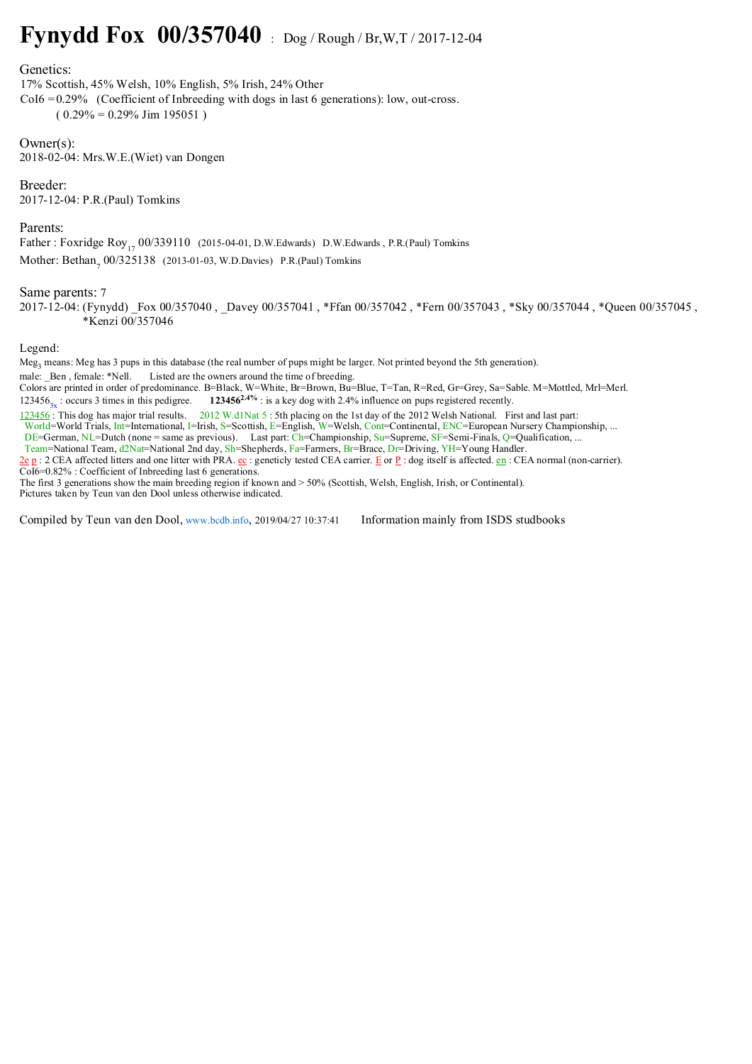# Fynydd Fox 00/357040 : Dog / Rough / Br,W,T / 2017-12-04

Genetics:
17% Scottish, 45% Welsh, 10% English, 5% Irish, 24% Other
CoI6 = 0.29% (Coefficient of Inbreeding with dogs in last 6 generations): low, out-cross.
( 0.29% = 0.29% Jim 195051 )

Owner(s):
2018-02-04: Mrs.W.E.(Wiet) van Dongen

Breeder:
2017-12-04: P.R.(Paul) Tomkins

Parents:
Father : Foxridge Roy$_{17}$ 00/339110 (2015-04-01, D.W.Edwards) D.W.Edwards , P.R.(Paul) Tomkins
Mother: Bethan$_{7}$ 00/325138 (2013-01-03, W.D.Davies) P.R.(Paul) Tomkins

Same parents: 7
2017-12-04: (Fynydd) _Fox 00/357040 , _Davey 00/357041 , *Ffan 00/357042 , *Fern 00/357043 , *Sky 00/357044 , *Queen 00/357045 , *Kenzi 00/357046

Legend:
Meg$_{3}$ means: Meg has 3 pups in this database (the real number of pups might be larger. Not printed beyond the 5th generation).
male: _Ben , female: *Nell. Listed are the owners around the time of breeding.
Colors are printed in order of predominance. B=Black, W=White, Br=Brown, Bu=Blue, T=Tan, R=Red, Gr=Grey, Sa=Sable. M=Mottled, Mrl=Merl.
123456$_{3x}$ : occurs 3 times in this pedigree. **123456**$^{2.4\%}$ : is a key dog with 2.4% influence on pups registered recently.
123456 : This dog has major trial results. 2012 W.d1Nat 5 : 5th placing on the 1st day of the 2012 Welsh National. First and last part:
World=World Trials, Int=International, I=Irish, S=Scottish, E=English, W=Welsh, Cont=Continental, ENC=European Nursery Championship, ...
DE=German, NL=Dutch (none = same as previous). Last part: Ch=Championship, Su=Supreme, SF=Semi-Finals, Q=Qualification, ...
Team=National Team, d2Nat=National 2nd day, Sh=Shepherds, Fa=Farmers, Br=Brace, Dr=Driving, YH=Young Handler.
2e p : 2 CEA affected litters and one litter with PRA. ec : geneticly tested CEA carrier. E or P : dog itself is affected. en : CEA normal (non-carrier).
CoI6=0.82% : Coefficient of Inbreeding last 6 generations.
The first 3 generations show the main breeding region if known and > 50% (Scottish, Welsh, English, Irish, or Continental).
Pictures taken by Teun van den Dool unless otherwise indicated.

Compiled by Teun van den Dool, www.bcdb.info, 2019/04/27 10:37:41 Information mainly from ISDS studbooks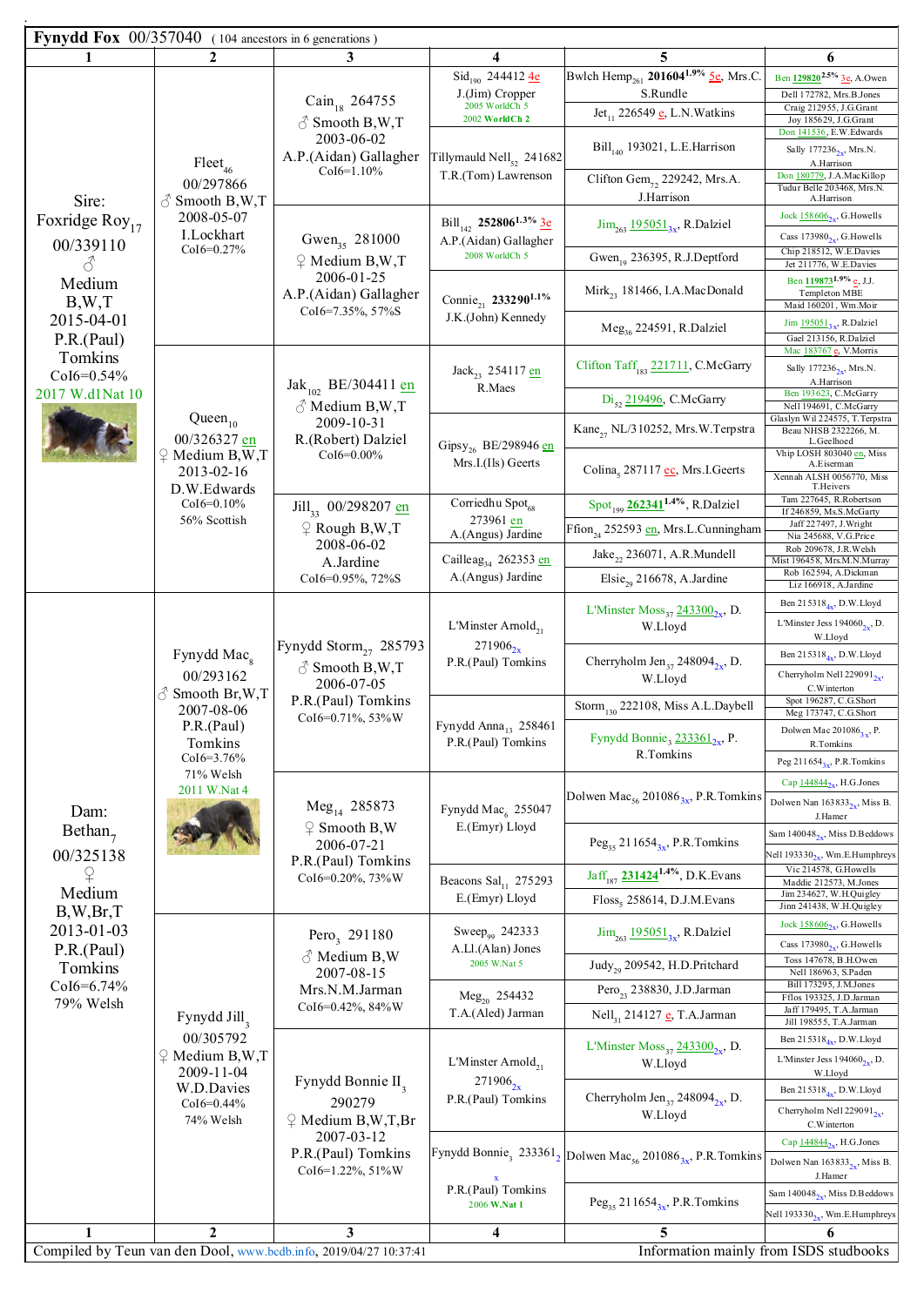**Fynydd Fox** 00/357040 ( 104 ancestors in 6 generations )

| 1 | 2 | 3 | 4 | 5 | 6 |
|---|---|---|---|---|---|
| Sire: Foxridge Roy$_{17}$ 00/339110 ♂ Medium B,W,T 2015-04-01 P.R.(Paul) Tomkins CoI6=0.54% 2017 W.d1Nat 10 | Fleet$_{46}$ 00/297866 ♂ Smooth B,W,T 2008-05-07 I.Lockhart CoI6=0.27% | Cain$_{18}$ 264755 ♂ Smooth B,W,T 2003-06-02 A.P.(Aidan) Gallagher CoI6=1.10% | Sid$_{190}$ 244412 4e J.(Jim) Cropper 2005 WorldCh 5 2002 WorldCh 2 | Bwlch Hemp$_{261}$ 201604[1.9%] 5e, Mrs.C. S.Rundle | Ben 129820[2.5%] 3e, A.Owen |
| | | | | | Dell 172782, Mrs.B.Jones |
| | | | | Jet$_{11}$ 226549 e, L.N.Watkins | Craig 212955, J.G.Grant |
| | | | | | Joy 185629, J.G.Grant |
| | | | Tillymauld Nell$_{52}$ 241682 T.R.(Tom) Lawrenson | Bill$_{140}$ 193021, L.E.Harrison | Don 141536, E.W.Edwards |
| | | | | | Sally 177236$_{2x}$, Mrs.N. A.Harrison |
| | | | | Clifton Gem$_{72}$ 229242, Mrs.A. J.Harrison | Don 180779, J.A.MacKillop |
| | | | | | Tudur Belle 203468, Mrs.N. A.Harrison |
| | | Gwen$_{35}$ 281000 ♀ Medium B,W,T 2006-01-25 A.P.(Aidan) Gallagher CoI6=7.35%, 57%S | Bill$_{142}$ 252806[1.3%] 3e A.P.(Aidan) Gallagher 2008 WorldCh 5 | Jim$_{263}$ 195051$_{3x}$, R.Dalziel | Jock 158606$_{2x}$, G.Howells |
| | | | | | Cass 173980$_{2x}$, G.Howells |
| | | | | Gwen$_{19}$ 236395, R.J.Deptford | Chip 218512, W.E.Davies |
| | | | | | Jet 211776, W.E.Davies |
| | | | Connie$_{21}$ 233290[1.1%] J.K.(John) Kennedy | Mirk$_{23}$ 181466, I.A.MacDonald | Ben 119873[1.9%] e, J.J. Templeton MBE |
| | | | | | Maid 160201, Wm.Moir |
| | | | | Meg$_{36}$ 224591, R.Dalziel | Jim 195051$_{3x}$, R.Dalziel |
| | | | | | Gael 213156, R.Dalziel |
| | Queen$_{10}$ 00/326327 en ♀ Medium B,W,T 2013-02-16 D.W.Edwards CoI6=0.10% 56% Scottish | Jak$_{102}$ BE/304411 en ♂ Medium B,W,T 2009-10-31 R.(Robert) Dalziel CoI6=0.00% | Jack$_{23}$ 254117 en R.Maes | Clifton Taff$_{183}$ 221711, C.McGarry | Mac 183767 e, V.Morris |
| | | | | | Sally 177236$_{2x}$, Mrs.N. A.Harrison |
| | | | | Di$_{52}$ 219496, C.McGarry | Ben 193623, C.McGarry |
| | | | | | Nell 194691, C.McGarry |
| | | | Gipsy$_{26}$ BE/298946 en Mrs.I.(Ils) Geerts | Kane$_{27}$ NL/310252, Mrs.W.Terpstra | Glaslyn Wil 224575, T.Terpstra |
| | | | | | Beau NHSB 2322266, M. L.Geelhoed |
| | | | | Colina$_{5}$ 287117 ec, Mrs.I.Geerts | Vhip LOSH 803040 en, Miss A.Eiserman |
| | | | | | Xennah ALSH 0056770, Miss T.Heivers |
| | | Jill$_{33}$ 00/298207 en ♀ Rough B,W,T 2008-06-02 A.Jardine CoI6=0.95%, 72%S | Corriedhu Spot$_{68}$ 273961 en A.(Angus) Jardine | Spot$_{199}$ 262341[1.4%], R.Dalziel | Tam 227645, R.Robertson |
| | | | | | If 246859, Ms.S.McGarty |
| | | | | Ffion$_{24}$ 252593 en, Mrs.L.Cunningham | Jaff 227497, J.Wright |
| | | | | | Nia 245688, V.G.Price |
| | | | Cailleag$_{34}$ 262353 en A.(Angus) Jardine | Jake$_{22}$ 236071, A.R.Mundell | Rob 209678, J.R.Welsh |
| | | | | | Mist 196458, Mrs.M.N.Murray |
| | | | | Elsie$_{29}$ 216678, A.Jardine | Rob 162594, A.Dickman |
| | | | | | Liz 166918, A.Jardine |
| Dam: Bethan$_{7}$ 00/325138 ♀ Medium B,W,Br,T 2013-01-03 P.R.(Paul) Tomkins CoI6=6.74% 79% Welsh | Fynydd Mac$_{8}$ 00/293162 ♂ Smooth Br,W,T 2007-08-06 P.R.(Paul) Tomkins CoI6=3.76% 71% Welsh 2011 W.Nat 4 | Fynydd Storm$_{27}$ 285793 ♂ Smooth B,W,T 2006-07-05 P.R.(Paul) Tomkins CoI6=0.71%, 53%W | L'Minster Arnold$_{21}$ 271906$_{2x}$ P.R.(Paul) Tomkins | L'Minster Moss$_{37}$ 243300$_{2x}$, D. W.Lloyd | Ben 215318$_{4x}$, D.W.Lloyd |
| | | | | | L'Minster Jess 194060$_{2x}$, D. W.Lloyd |
| | | | | Cherryholm Jen$_{37}$ 248094$_{2x}$, D. W.Lloyd | Ben 215318$_{4x}$, D.W.Lloyd |
| | | | | | Cherryholm Nell 229091$_{2x}$, C.Winterton |
| | | | Fynydd Anna$_{13}$ 258461 P.R.(Paul) Tomkins | Storm$_{130}$ 222108, Miss A.L.Daybell | Spot 196287, C.G.Short |
| | | | | | Meg 173747, C.G.Short |
| | | | | Fynydd Bonnie$_{3}$ 233361$_{2x}$, P. R.Tomkins | Dolwen Mac 201086$_{3x}$, P. R.Tomkins |
| | | | | | Peg 211654$_{3x}$, P.R.Tomkins |
| | | Meg$_{14}$ 285873 ♀ Smooth B,W 2006-07-21 P.R.(Paul) Tomkins CoI6=0.20%, 73%W | Fynydd Mac$_{6}$ 255047 E.(Emyr) Lloyd | Dolwen Mac$_{56}$ 201086$_{3x}$, P.R.Tomkins | Cap 144844$_{2x}$, H.G.Jones |
| | | | | | Dolwen Nan 163833$_{2x}$, Miss B. J.Hamer |
| | | | | Peg$_{35}$ 211654$_{3x}$, P.R.Tomkins | Sam 140048$_{2x}$, Miss D.Beddows |
| | | | | | Nell 193330$_{2x}$, Wm.E.Humphreys |
| | | | Beacons Sal$_{11}$ 275293 E.(Emyr) Lloyd | Jaff$_{187}$ 231424[1.4%], D.K.Evans | Vic 214578, G.Howells |
| | | | | | Maddie 212573, M.Jones |
| | | | | Floss$_{5}$ 258614, D.J.M.Evans | Jim 234627, W.H.Quigley |
| | | | | | Jinn 241438, W.H.Quigley |
| | Fynydd Jill$_{3}$ 00/305792 ♀ Medium B,W,T 2009-11-04 W.D.Davies CoI6=0.44% 74% Welsh | Pero$_{3}$ 291180 ♂ Medium B,W 2007-08-15 Mrs.N.M.Jarman CoI6=0.42%, 84%W | Sweep$_{99}$ 242333 A.Ll.(Alan) Jones 2005 W.Nat 5 | Jim$_{263}$ 195051$_{3x}$, R.Dalziel | Jock 158606$_{2x}$, G.Howells |
| | | | | | Cass 173980$_{2x}$, G.Howells |
| | | | | Judy$_{29}$ 209545, H.D.Pritchard | Toss 147678, B.H.Owen |
| | | | | | Nell 186963, S.Paden |
| | | | Meg$_{20}$ 254432 T.A.(Aled) Jarman | Pero$_{23}$ 238830, J.D.Jarman | Bill 173295, J.M.Jones |
| | | | | | Fflos 193325, J.D.Jarman |
| | | | | Nell$_{31}$ 214127 e, T.A.Jarman | Jaff 179495, T.A.Jarman |
| | | | | | Jill 198555, T.A.Jarman |
| | | Fynydd Bonnie II$_{3}$ 290279 ♀ Medium B,W,T,Br 2007-03-12 P.R.(Paul) Tomkins CoI6=1.22%, 51%W | L'Minster Arnold$_{21}$ 271906$_{2x}$ P.R.(Paul) Tomkins | L'Minster Moss$_{37}$ 243300$_{2x}$, D. W.Lloyd | Ben 215318$_{4x}$, D.W.Lloyd |
| | | | | | L'Minster Jess 194060$_{2x}$, D. W.Lloyd |
| | | | | Cherryholm Jen$_{37}$ 248094$_{2x}$, D. W.Lloyd | Ben 215318$_{4x}$, D.W.Lloyd |
| | | | | | Cherryholm Nell 229091$_{2x}$, C.Winterton |
| | | | Fynydd Bonnie$_{3}$ 233361$_{2x}$ P.R.(Paul) Tomkins 2006 W.Nat 1 | Dolwen Mac$_{56}$ 201086$_{3x}$, P.R.Tomkins | Cap 144844$_{2x}$, H.G.Jones |
| | | | | | Dolwen Nan 163833$_{2x}$, Miss B. J.Hamer |
| | | | | Peg$_{35}$ 211654$_{3x}$, P.R.Tomkins | Sam 140048$_{2x}$, Miss D.Beddows |
| | | | | | Nell 193330$_{2x}$, Wm.E.Humphreys |
| 1 | 2 | 3 | 4 | 5 | 6 |

Compiled by Teun van den Dool, www.bcdb.info, 2019/04/27 10:37:41 — Information mainly from ISDS studbooks